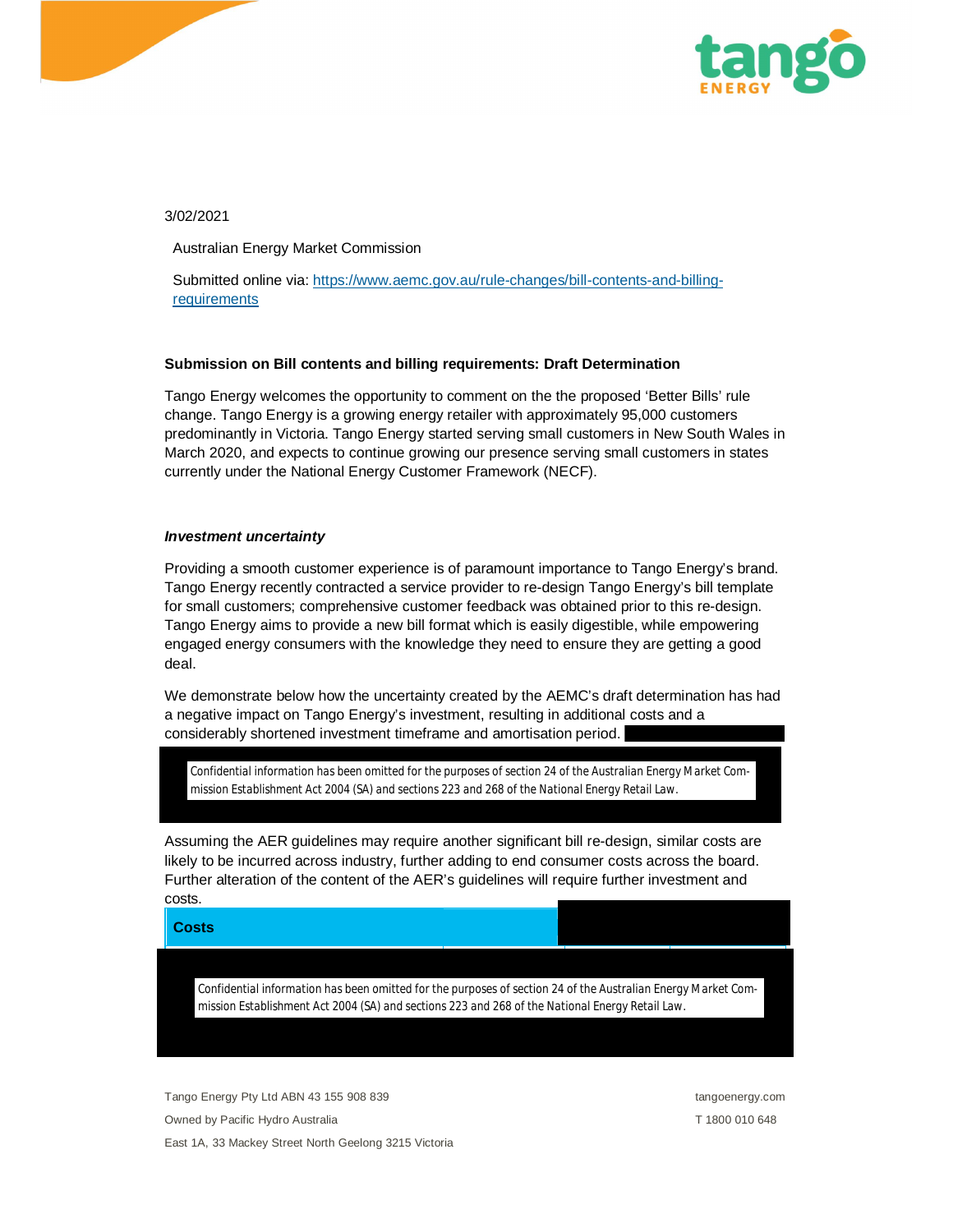3/02/2021

Australian Energy Market Commission

Submitted online via: https://www.aemc.gov.au/rule-changes/bill-contents-and-billing-requirements

**Submission on Bill contents and billing requirements: Draft Determination**

Tango Energy welcomes the opportunity to comment on the the proposed 'Better Bills' rule change. Tango Energy is a growing energy retailer with approximately 95,000 customers predominantly in Victoria. Tango Energy started serving small customers in New South Wales in March 2020, and expects to continue growing our presence serving small customers in states currently under the National Energy Customer Framework (NECF).

***Investment uncertainty***

Providing a smooth customer experience is of paramount importance to Tango Energy's brand. Tango Energy recently contracted a service provider to re-design Tango Energy's bill template for small customers; comprehensive customer feedback was obtained prior to this re-design. Tango Energy aims to provide a new bill format which is easily digestible, while empowering engaged energy consumers with the knowledge they need to ensure they are getting a good deal.

We demonstrate below how the uncertainty created by the AEMC's draft determination has had a negative impact on Tango Energy's investment, resulting in additional costs and a considerably shortened investment timeframe and amortisation period.

Confidential information has been omitted for the purposes of section 24 of the Australian Energy Market Commission Establishment Act 2004 (SA) and sections 223 and 268 of the National Energy Retail Law.

Assuming the AER guidelines may require another significant bill re-design, similar costs are likely to be incurred across industry, further adding to end consumer costs across the board. Further alteration of the content of the AER's guidelines will require further investment and costs.

| **Costs** | |
| --- | --- |

Confidential information has been omitted for the purposes of section 24 of the Australian Energy Market Commission Establishment Act 2004 (SA) and sections 223 and 268 of the National Energy Retail Law.

Tango Energy Pty Ltd ABN 43 155 908 839

Owned by Pacific Hydro Australia

East 1A, 33 Mackey Street North Geelong 3215 Victoria

tangoenergy.com

T 1800 010 648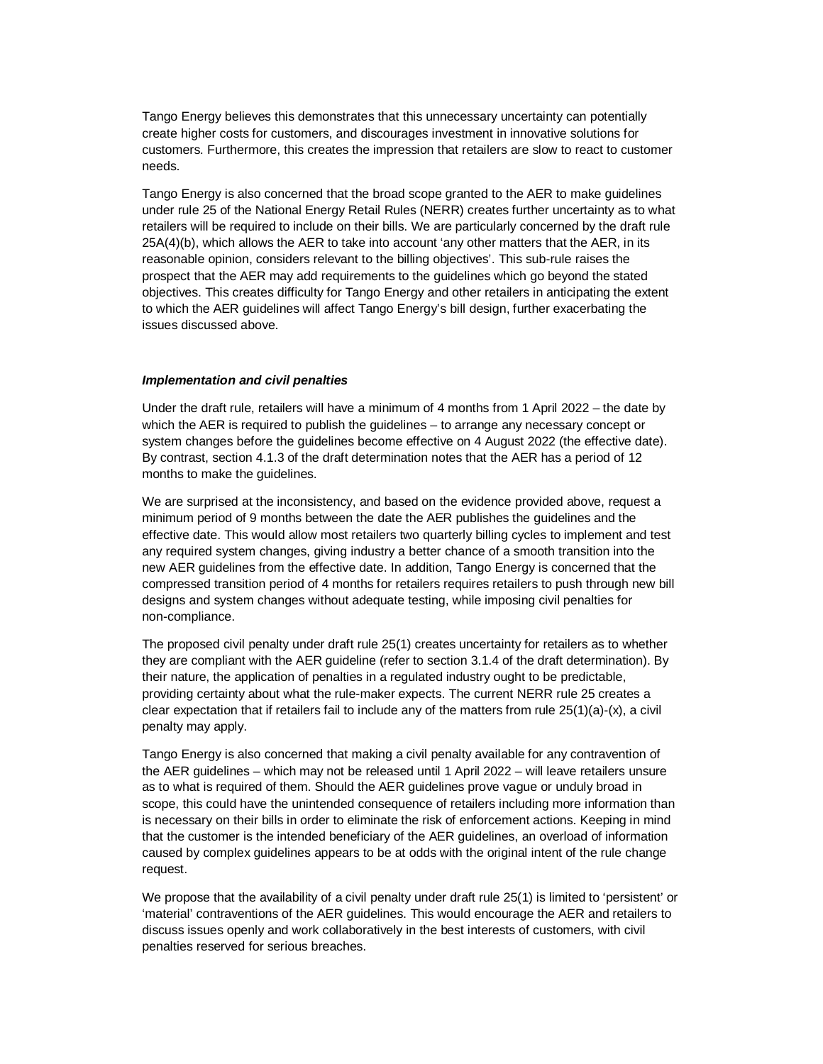Tango Energy believes this demonstrates that this unnecessary uncertainty can potentially create higher costs for customers, and discourages investment in innovative solutions for customers. Furthermore, this creates the impression that retailers are slow to react to customer needs.

Tango Energy is also concerned that the broad scope granted to the AER to make guidelines under rule 25 of the National Energy Retail Rules (NERR) creates further uncertainty as to what retailers will be required to include on their bills. We are particularly concerned by the draft rule 25A(4)(b), which allows the AER to take into account 'any other matters that the AER, in its reasonable opinion, considers relevant to the billing objectives'. This sub-rule raises the prospect that the AER may add requirements to the guidelines which go beyond the stated objectives. This creates difficulty for Tango Energy and other retailers in anticipating the extent to which the AER guidelines will affect Tango Energy's bill design, further exacerbating the issues discussed above.

***Implementation and civil penalties***

Under the draft rule, retailers will have a minimum of 4 months from 1 April 2022 – the date by which the AER is required to publish the guidelines – to arrange any necessary concept or system changes before the guidelines become effective on 4 August 2022 (the effective date). By contrast, section 4.1.3 of the draft determination notes that the AER has a period of 12 months to make the guidelines.

We are surprised at the inconsistency, and based on the evidence provided above, request a minimum period of 9 months between the date the AER publishes the guidelines and the effective date. This would allow most retailers two quarterly billing cycles to implement and test any required system changes, giving industry a better chance of a smooth transition into the new AER guidelines from the effective date. In addition, Tango Energy is concerned that the compressed transition period of 4 months for retailers requires retailers to push through new bill designs and system changes without adequate testing, while imposing civil penalties for non-compliance.

The proposed civil penalty under draft rule 25(1) creates uncertainty for retailers as to whether they are compliant with the AER guideline (refer to section 3.1.4 of the draft determination). By their nature, the application of penalties in a regulated industry ought to be predictable, providing certainty about what the rule-maker expects. The current NERR rule 25 creates a clear expectation that if retailers fail to include any of the matters from rule 25(1)(a)-(x), a civil penalty may apply.

Tango Energy is also concerned that making a civil penalty available for any contravention of the AER guidelines – which may not be released until 1 April 2022 – will leave retailers unsure as to what is required of them. Should the AER guidelines prove vague or unduly broad in scope, this could have the unintended consequence of retailers including more information than is necessary on their bills in order to eliminate the risk of enforcement actions. Keeping in mind that the customer is the intended beneficiary of the AER guidelines, an overload of information caused by complex guidelines appears to be at odds with the original intent of the rule change request.

We propose that the availability of a civil penalty under draft rule 25(1) is limited to 'persistent' or 'material' contraventions of the AER guidelines. This would encourage the AER and retailers to discuss issues openly and work collaboratively in the best interests of customers, with civil penalties reserved for serious breaches.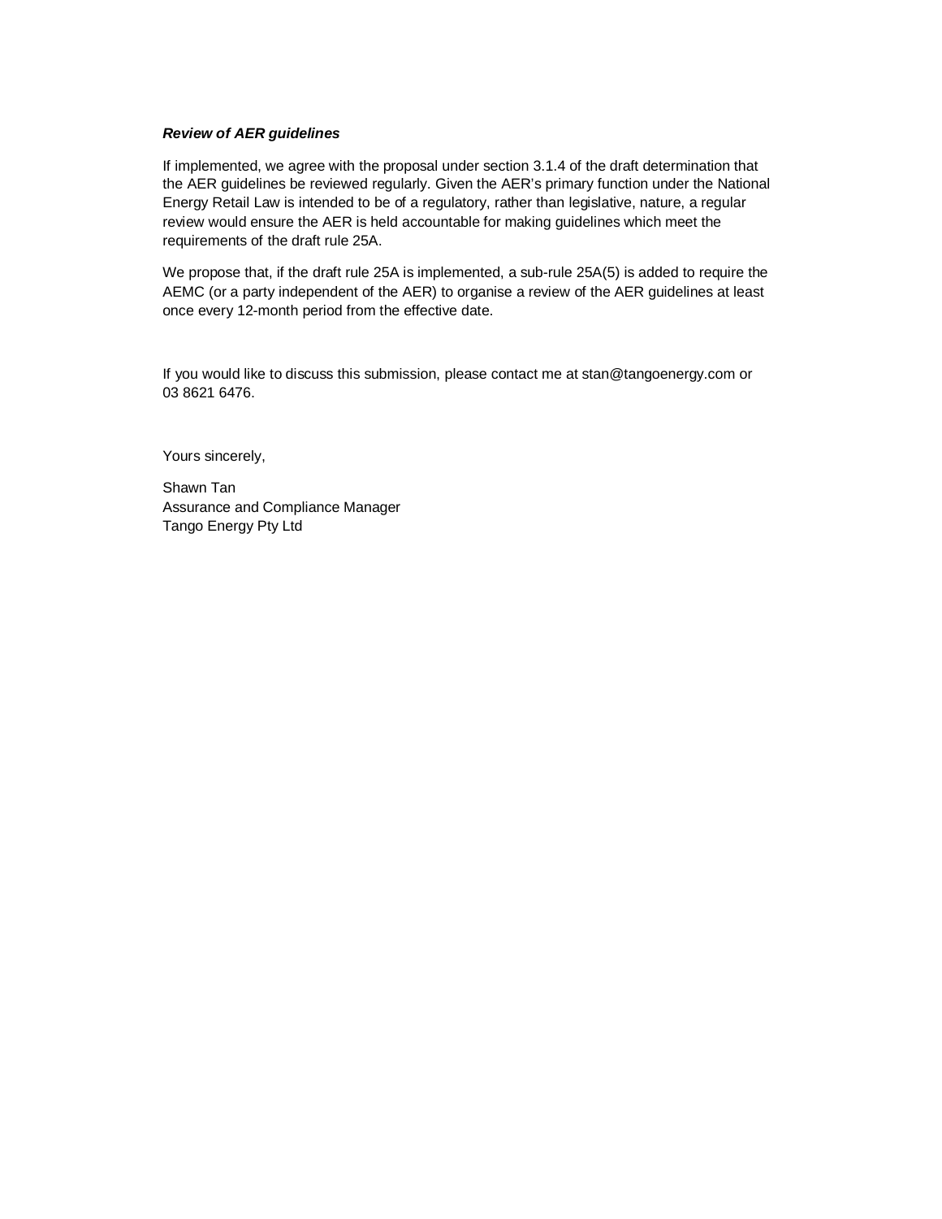***Review of AER guidelines***

If implemented, we agree with the proposal under section 3.1.4 of the draft determination that the AER guidelines be reviewed regularly. Given the AER's primary function under the National Energy Retail Law is intended to be of a regulatory, rather than legislative, nature, a regular review would ensure the AER is held accountable for making guidelines which meet the requirements of the draft rule 25A.

We propose that, if the draft rule 25A is implemented, a sub-rule 25A(5) is added to require the AEMC (or a party independent of the AER) to organise a review of the AER guidelines at least once every 12-month period from the effective date.

If you would like to discuss this submission, please contact me at stan@tangoenergy.com or 03 8621 6476.

Yours sincerely,

Shawn Tan
Assurance and Compliance Manager
Tango Energy Pty Ltd